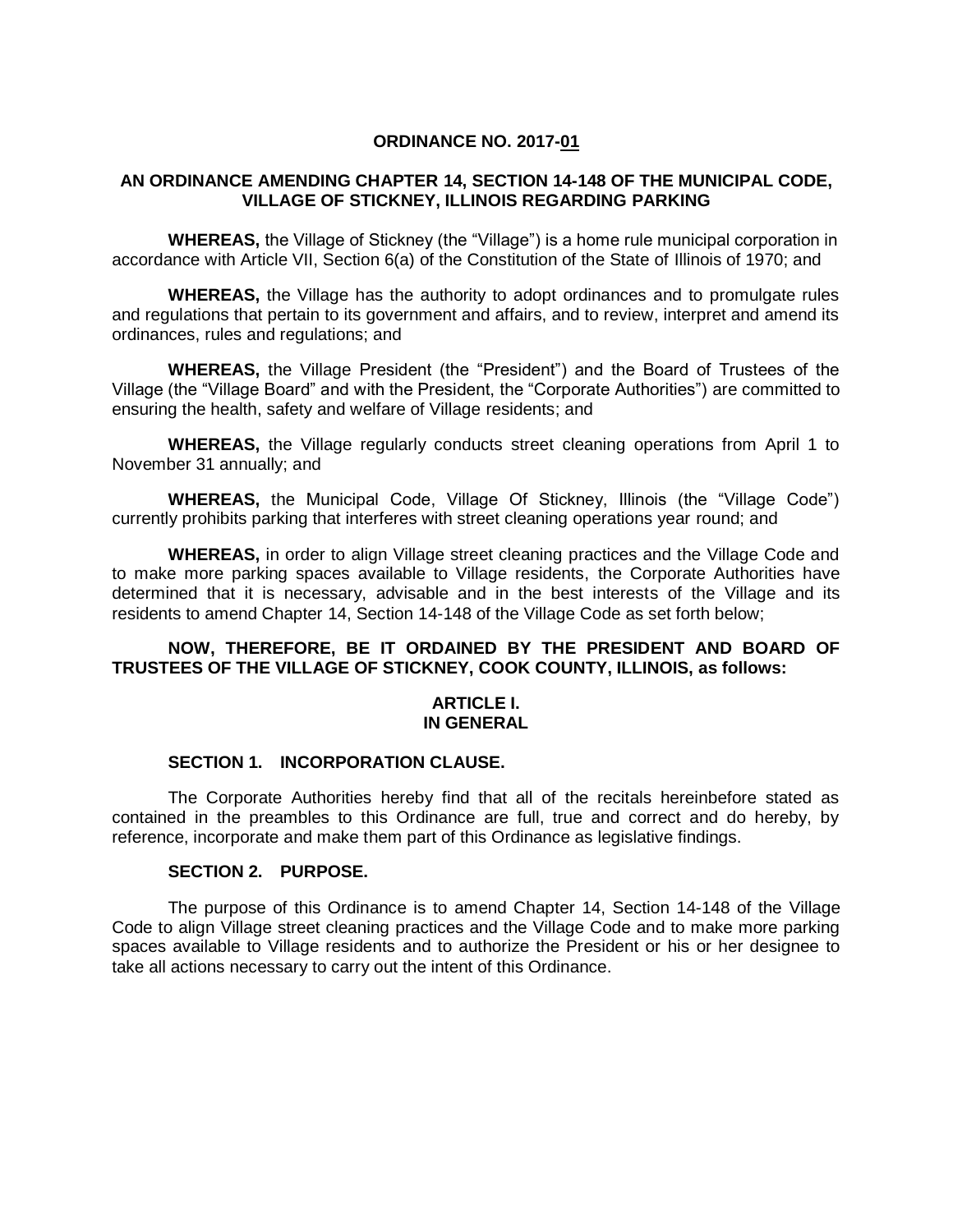**ORDINANCE NO. 2017-01**

**AN ORDINANCE AMENDING CHAPTER 14, SECTION 14-148 OF THE MUNICIPAL CODE, VILLAGE OF STICKNEY, ILLINOIS REGARDING PARKING**

**WHEREAS,** the Village of Stickney (the "Village") is a home rule municipal corporation in accordance with Article VII, Section 6(a) of the Constitution of the State of Illinois of 1970; and

**WHEREAS,** the Village has the authority to adopt ordinances and to promulgate rules and regulations that pertain to its government and affairs, and to review, interpret and amend its ordinances, rules and regulations; and

**WHEREAS,** the Village President (the "President") and the Board of Trustees of the Village (the "Village Board" and with the President, the "Corporate Authorities") are committed to ensuring the health, safety and welfare of Village residents; and

**WHEREAS,** the Village regularly conducts street cleaning operations from April 1 to November 31 annually; and

**WHEREAS,** the Municipal Code, Village Of Stickney, Illinois (the "Village Code") currently prohibits parking that interferes with street cleaning operations year round; and

**WHEREAS,** in order to align Village street cleaning practices and the Village Code and to make more parking spaces available to Village residents, the Corporate Authorities have determined that it is necessary, advisable and in the best interests of the Village and its residents to amend Chapter 14, Section 14-148 of the Village Code as set forth below;

**NOW, THEREFORE, BE IT ORDAINED BY THE PRESIDENT AND BOARD OF TRUSTEES OF THE VILLAGE OF STICKNEY, COOK COUNTY, ILLINOIS, as follows:**

## ARTICLE I.
## IN GENERAL

### SECTION 1. INCORPORATION CLAUSE.

The Corporate Authorities hereby find that all of the recitals hereinbefore stated as contained in the preambles to this Ordinance are full, true and correct and do hereby, by reference, incorporate and make them part of this Ordinance as legislative findings.

### SECTION 2. PURPOSE.

The purpose of this Ordinance is to amend Chapter 14, Section 14-148 of the Village Code to align Village street cleaning practices and the Village Code and to make more parking spaces available to Village residents and to authorize the President or his or her designee to take all actions necessary to carry out the intent of this Ordinance.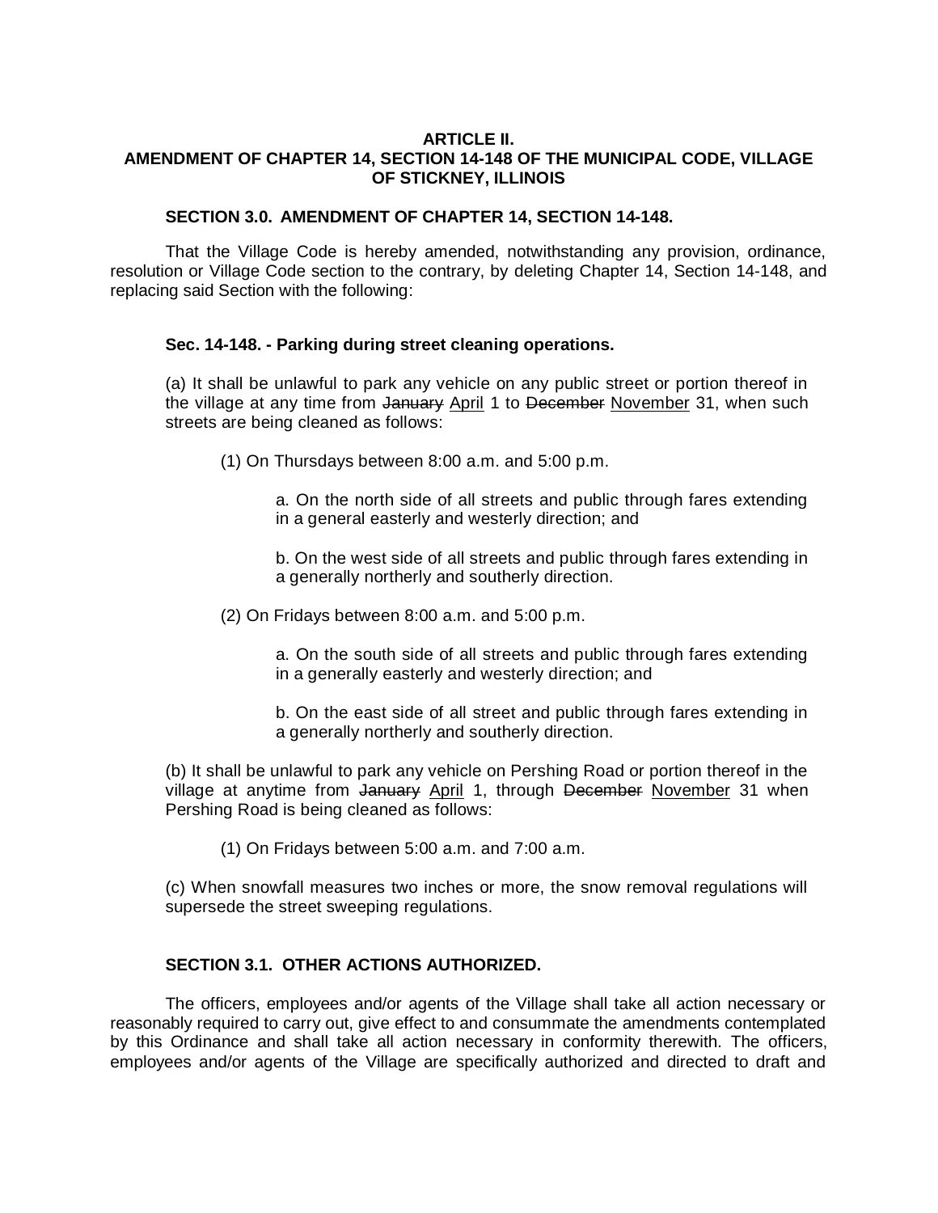**ARTICLE II.**
**AMENDMENT OF CHAPTER 14, SECTION 14-148 OF THE MUNICIPAL CODE, VILLAGE OF STICKNEY, ILLINOIS**

**SECTION 3.0. AMENDMENT OF CHAPTER 14, SECTION 14-148.**

That the Village Code is hereby amended, notwithstanding any provision, ordinance, resolution or Village Code section to the contrary, by deleting Chapter 14, Section 14-148, and replacing said Section with the following:

**Sec. 14-148. - Parking during street cleaning operations.**

(a) It shall be unlawful to park any vehicle on any public street or portion thereof in the village at any time from ~~January~~ <u>April</u> 1 to ~~December~~ <u>November</u> 31, when such streets are being cleaned as follows:

(1) On Thursdays between 8:00 a.m. and 5:00 p.m.

a. On the north side of all streets and public through fares extending in a general easterly and westerly direction; and

b. On the west side of all streets and public through fares extending in a generally northerly and southerly direction.

(2) On Fridays between 8:00 a.m. and 5:00 p.m.

a. On the south side of all streets and public through fares extending in a generally easterly and westerly direction; and

b. On the east side of all street and public through fares extending in a generally northerly and southerly direction.

(b) It shall be unlawful to park any vehicle on Pershing Road or portion thereof in the village at anytime from ~~January~~ <u>April</u> 1, through ~~December~~ <u>November</u> 31 when Pershing Road is being cleaned as follows:

(1) On Fridays between 5:00 a.m. and 7:00 a.m.

(c) When snowfall measures two inches or more, the snow removal regulations will supersede the street sweeping regulations.

**SECTION 3.1. OTHER ACTIONS AUTHORIZED.**

The officers, employees and/or agents of the Village shall take all action necessary or reasonably required to carry out, give effect to and consummate the amendments contemplated by this Ordinance and shall take all action necessary in conformity therewith. The officers, employees and/or agents of the Village are specifically authorized and directed to draft and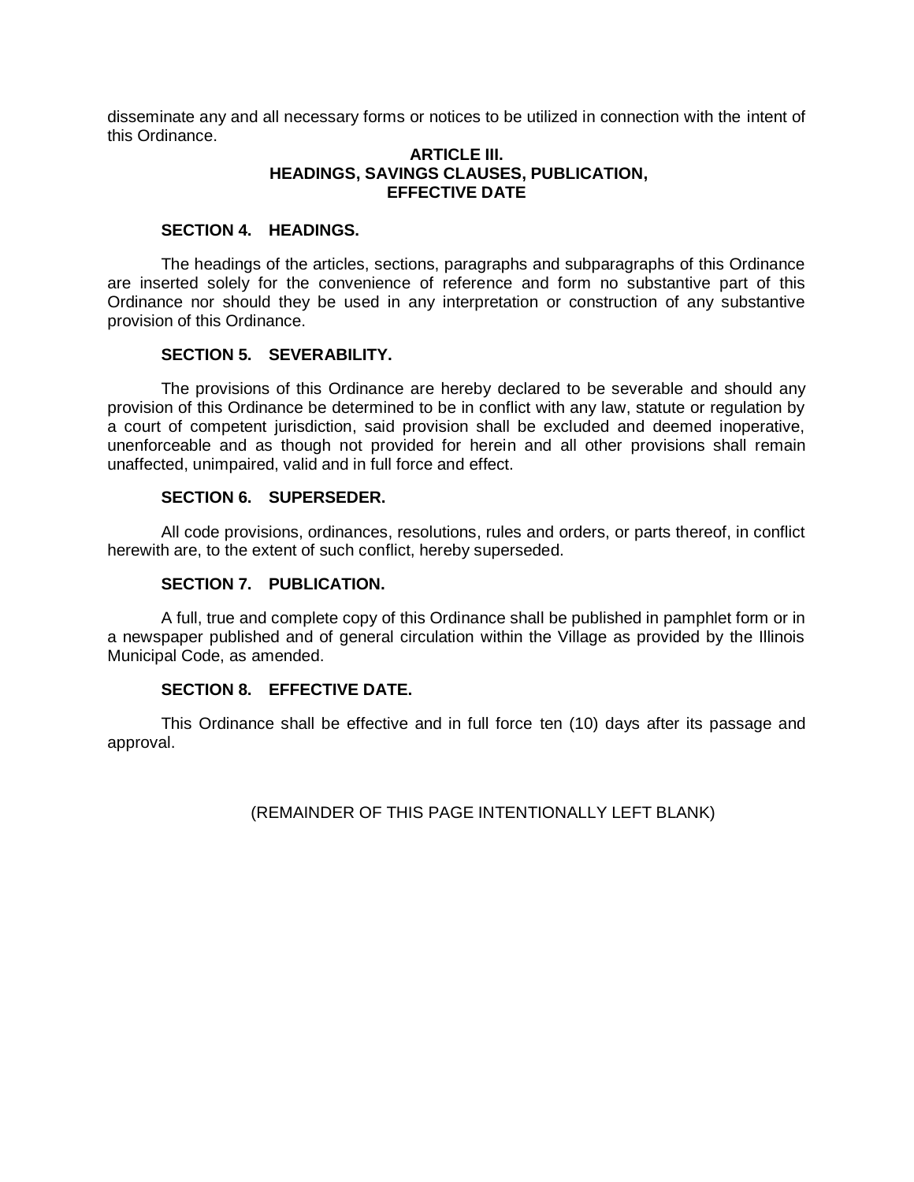disseminate any and all necessary forms or notices to be utilized in connection with the intent of this Ordinance.

**ARTICLE III.**
**HEADINGS, SAVINGS CLAUSES, PUBLICATION,**
**EFFECTIVE DATE**

**SECTION 4. HEADINGS.**

The headings of the articles, sections, paragraphs and subparagraphs of this Ordinance are inserted solely for the convenience of reference and form no substantive part of this Ordinance nor should they be used in any interpretation or construction of any substantive provision of this Ordinance.

**SECTION 5. SEVERABILITY.**

The provisions of this Ordinance are hereby declared to be severable and should any provision of this Ordinance be determined to be in conflict with any law, statute or regulation by a court of competent jurisdiction, said provision shall be excluded and deemed inoperative, unenforceable and as though not provided for herein and all other provisions shall remain unaffected, unimpaired, valid and in full force and effect.

**SECTION 6. SUPERSEDER.**

All code provisions, ordinances, resolutions, rules and orders, or parts thereof, in conflict herewith are, to the extent of such conflict, hereby superseded.

**SECTION 7. PUBLICATION.**

A full, true and complete copy of this Ordinance shall be published in pamphlet form or in a newspaper published and of general circulation within the Village as provided by the Illinois Municipal Code, as amended.

**SECTION 8. EFFECTIVE DATE.**

This Ordinance shall be effective and in full force ten (10) days after its passage and approval.

(REMAINDER OF THIS PAGE INTENTIONALLY LEFT BLANK)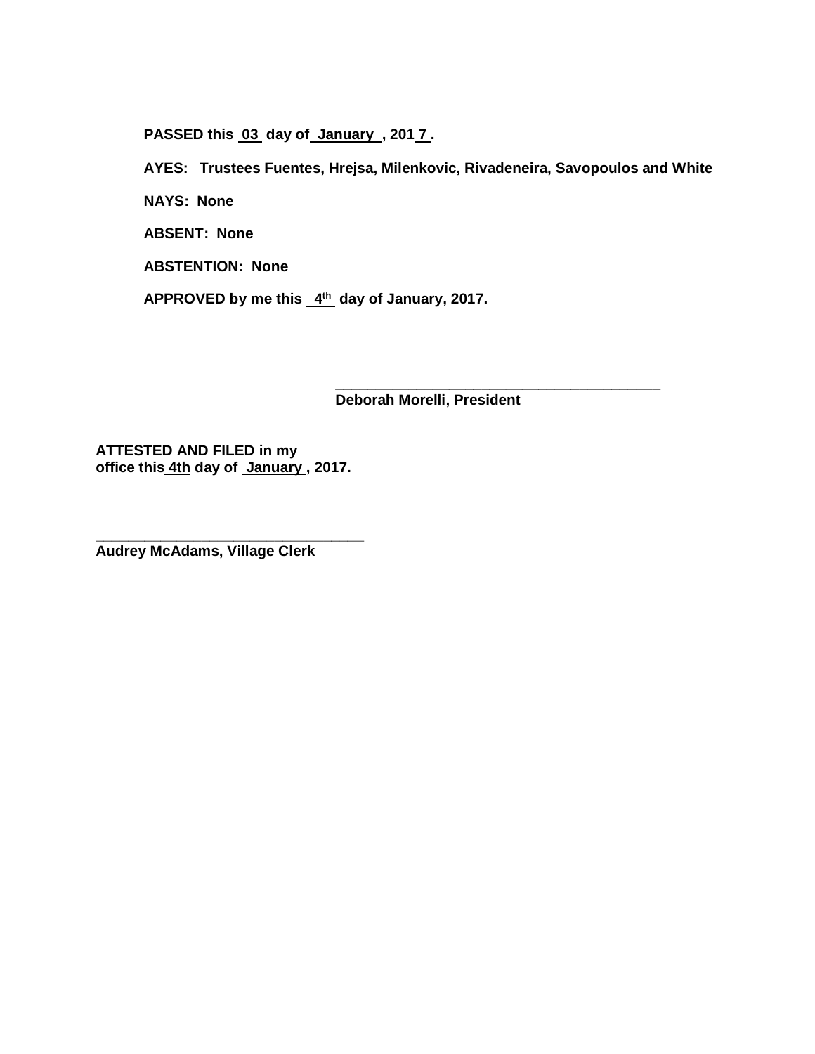**PASSED this 03 day of January , 2017 .**

**AYES: Trustees Fuentes, Hrejsa, Milenkovic, Rivadeneira, Savopoulos and White**

**NAYS: None**

**ABSENT: None**

**ABSTENTION: None**

**APPROVED by me this 4th day of January, 2017.**

\_\_\_\_\_\_\_\_\_\_\_\_\_\_\_\_\_\_\_\_\_\_\_\_\_\_\_\_\_\_\_\_\_\_\_\_\_\_\_\_
**Deborah Morelli, President**

**ATTESTED AND FILED in my office this 4th day of January , 2017.**

\_\_\_\_\_\_\_\_\_\_\_\_\_\_\_\_\_\_\_\_\_\_\_\_\_\_\_\_\_\_\_\_\_\_
**Audrey McAdams, Village Clerk**